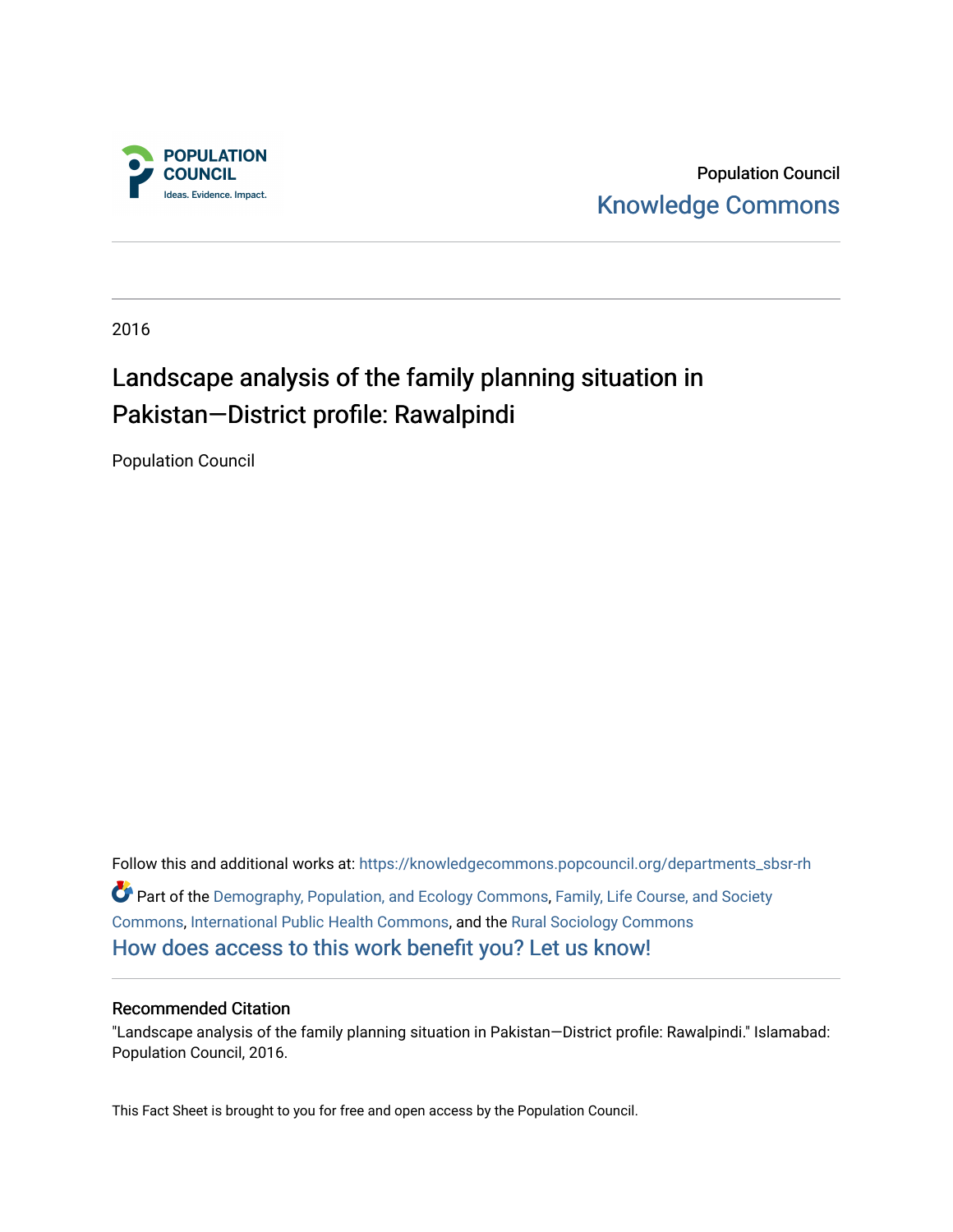Population Council

Knowledge Commons

2016

# Landscape analysis of the family planning situation in Pakistan—District profile: Rawalpindi

Population Council

Follow this and additional works at: https://knowledgecommons.popcouncil.org/departments_sbsr-rh

Part of the Demography, Population, and Ecology Commons, Family, Life Course, and Society Commons, International Public Health Commons, and the Rural Sociology Commons

How does access to this work benefit you? Let us know!

## Recommended Citation

"Landscape analysis of the family planning situation in Pakistan—District profile: Rawalpindi." Islamabad: Population Council, 2016.

This Fact Sheet is brought to you for free and open access by the Population Council.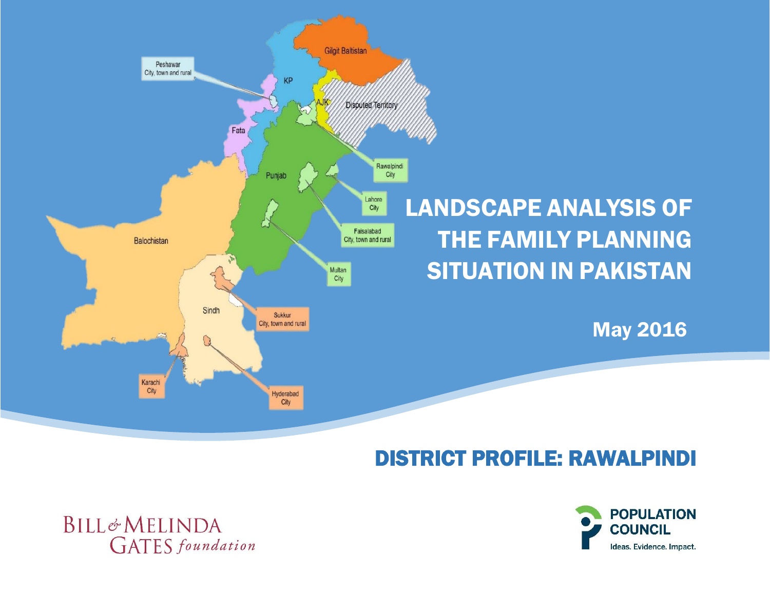Peshawar
City, town and rural

Gilgit Baltistan

KP

AJK

Disputed Territory

Fata

Rawalpindi
City

Punjab

Lahore
City

Balochistan

Faisalabad
City, town and rural

Multan
City

Sindh

Sukkur
City, town and rural

Karachi
City

Hyderabad
City

# LANDSCAPE ANALYSIS OF THE FAMILY PLANNING SITUATION IN PAKISTAN

**May 2016**

## DISTRICT PROFILE: RAWALPINDI

BILL & MELINDA GATES *foundation*

POPULATION COUNCIL
Ideas. Evidence. Impact.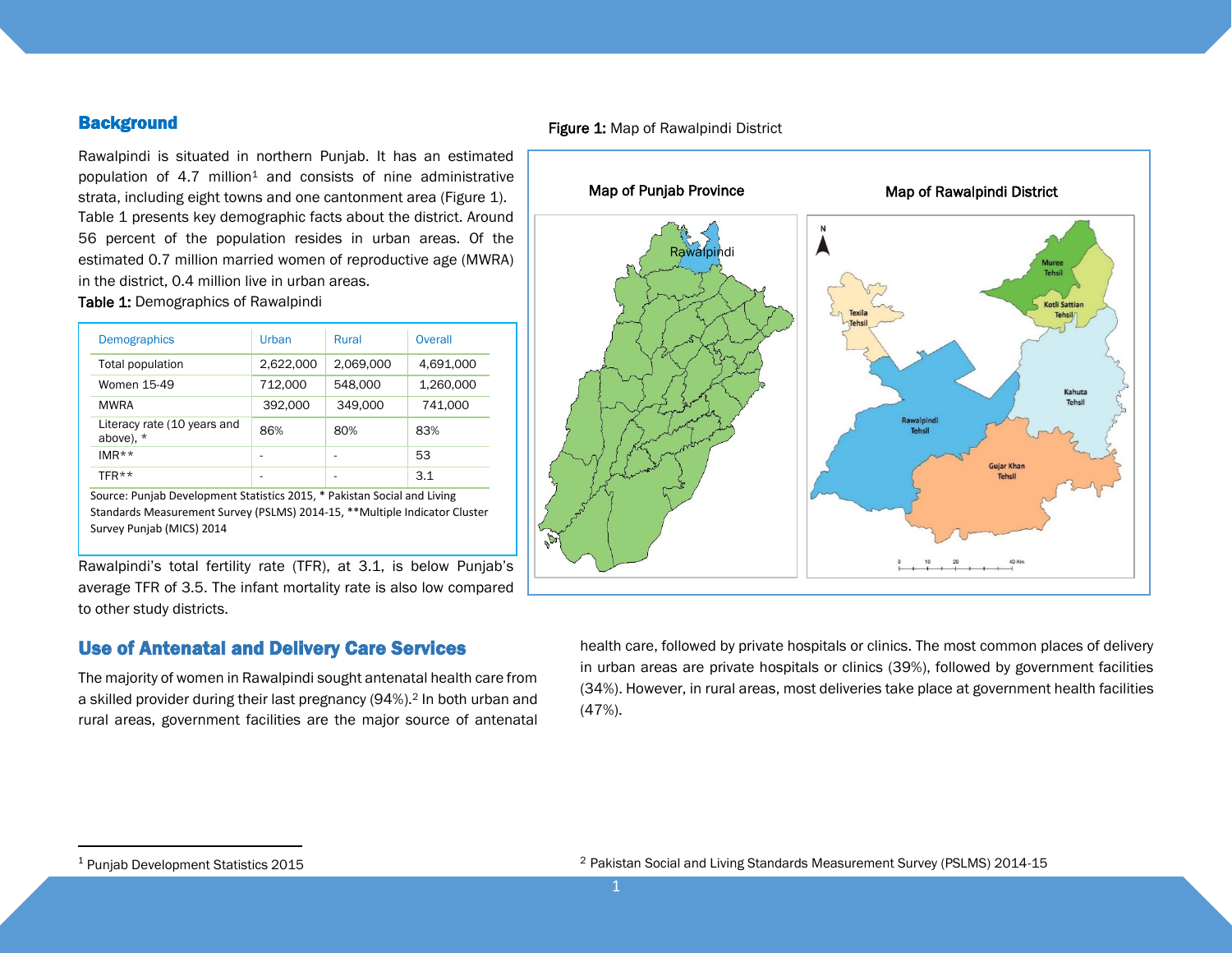## Background

Rawalpindi is situated in northern Punjab. It has an estimated population of 4.7 million[1] and consists of nine administrative strata, including eight towns and one cantonment area (Figure 1). Table 1 presents key demographic facts about the district. Around 56 percent of the population resides in urban areas. Of the estimated 0.7 million married women of reproductive age (MWRA) in the district, 0.4 million live in urban areas.

**Table 1:** Demographics of Rawalpindi

| Demographics | Urban | Rural | Overall |
|---|---|---|---|
| Total population | 2,622,000 | 2,069,000 | 4,691,000 |
| Women 15-49 | 712,000 | 548,000 | 1,260,000 |
| MWRA | 392,000 | 349,000 | 741,000 |
| Literacy rate (10 years and above), * | 86% | 80% | 83% |
| IMR** | - | - | 53 |
| TFR** | - | - | 3.1 |

Source: Punjab Development Statistics 2015, * Pakistan Social and Living Standards Measurement Survey (PSLMS) 2014-15, **Multiple Indicator Cluster Survey Punjab (MICS) 2014

Rawalpindi's total fertility rate (TFR), at 3.1, is below Punjab's average TFR of 3.5. The infant mortality rate is also low compared to other study districts.

**Figure 1:** Map of Rawalpindi District

## Use of Antenatal and Delivery Care Services

The majority of women in Rawalpindi sought antenatal health care from a skilled provider during their last pregnancy (94%).[2] In both urban and rural areas, government facilities are the major source of antenatal health care, followed by private hospitals or clinics. The most common places of delivery in urban areas are private hospitals or clinics (39%), followed by government facilities (34%). However, in rural areas, most deliveries take place at government health facilities (47%).

[1] Punjab Development Statistics 2015

[2] Pakistan Social and Living Standards Measurement Survey (PSLMS) 2014-15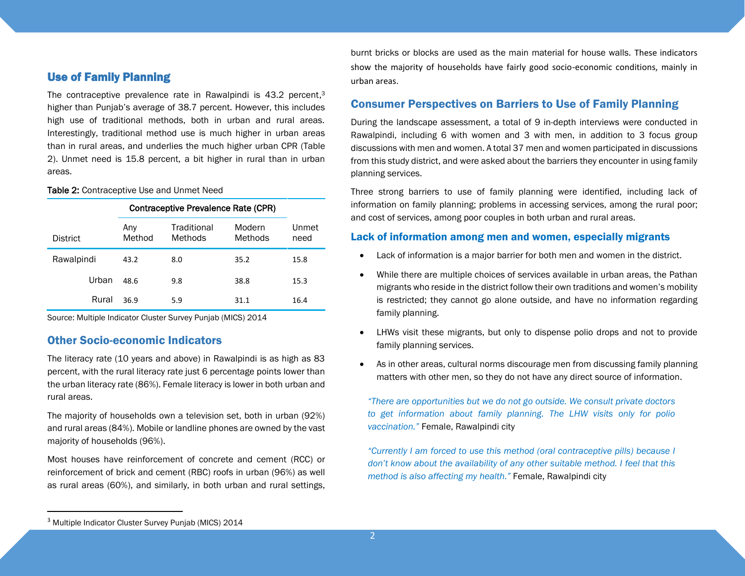## Use of Family Planning

The contraceptive prevalence rate in Rawalpindi is 43.2 percent,[3] higher than Punjab's average of 38.7 percent. However, this includes high use of traditional methods, both in urban and rural areas. Interestingly, traditional method use is much higher in urban areas than in rural areas, and underlies the much higher urban CPR (Table 2). Unmet need is 15.8 percent, a bit higher in rural than in urban areas.

**Table 2:** Contraceptive Use and Unmet Need

| District | Contraceptive Prevalence Rate (CPR) | | | Unmet need |
|---|---|---|---|---|
| | Any Method | Traditional Methods | Modern Methods | |
| Rawalpindi | 43.2 | 8.0 | 35.2 | 15.8 |
| Urban | 48.6 | 9.8 | 38.8 | 15.3 |
| Rural | 36.9 | 5.9 | 31.1 | 16.4 |

Source: Multiple Indicator Cluster Survey Punjab (MICS) 2014

## Other Socio-economic Indicators

The literacy rate (10 years and above) in Rawalpindi is as high as 83 percent, with the rural literacy rate just 6 percentage points lower than the urban literacy rate (86%). Female literacy is lower in both urban and rural areas.

The majority of households own a television set, both in urban (92%) and rural areas (84%). Mobile or landline phones are owned by the vast majority of households (96%).

Most houses have reinforcement of concrete and cement (RCC) or reinforcement of brick and cement (RBC) roofs in urban (96%) as well as rural areas (60%), and similarly, in both urban and rural settings, burnt bricks or blocks are used as the main material for house walls. These indicators show the majority of households have fairly good socio-economic conditions, mainly in urban areas.

## Consumer Perspectives on Barriers to Use of Family Planning

During the landscape assessment, a total of 9 in-depth interviews were conducted in Rawalpindi, including 6 with women and 3 with men, in addition to 3 focus group discussions with men and women. A total 37 men and women participated in discussions from this study district, and were asked about the barriers they encounter in using family planning services.

Three strong barriers to use of family planning were identified, including lack of information on family planning; problems in accessing services, among the rural poor; and cost of services, among poor couples in both urban and rural areas.

### Lack of information among men and women, especially migrants

- Lack of information is a major barrier for both men and women in the district.
- While there are multiple choices of services available in urban areas, the Pathan migrants who reside in the district follow their own traditions and women's mobility is restricted; they cannot go alone outside, and have no information regarding family planning.
- LHWs visit these migrants, but only to dispense polio drops and not to provide family planning services.
- As in other areas, cultural norms discourage men from discussing family planning matters with other men, so they do not have any direct source of information.

> *"There are opportunities but we do not go outside. We consult private doctors to get information about family planning. The LHW visits only for polio vaccination."* Female, Rawalpindi city

> *"Currently I am forced to use this method (oral contraceptive pills) because I don't know about the availability of any other suitable method. I feel that this method is also affecting my health."* Female, Rawalpindi city

---

[3] Multiple Indicator Cluster Survey Punjab (MICS) 2014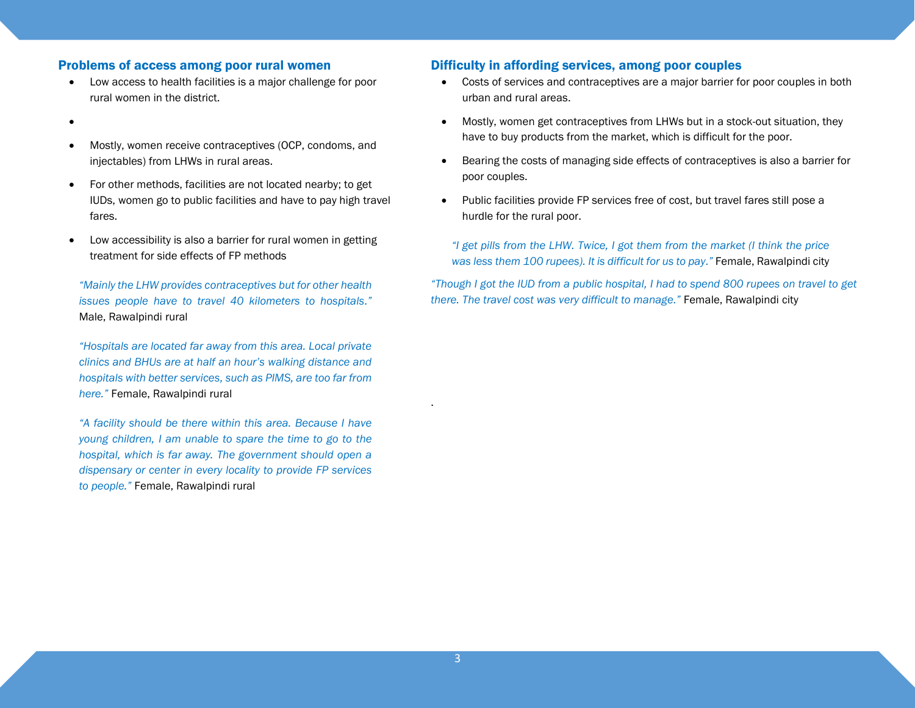## Problems of access among poor rural women

- Low access to health facilities is a major challenge for poor rural women in the district.
- Mostly, women receive contraceptives (OCP, condoms, and injectables) from LHWs in rural areas.
- For other methods, facilities are not located nearby; to get IUDs, women go to public facilities and have to pay high travel fares.
- Low accessibility is also a barrier for rural women in getting treatment for side effects of FP methods

*"Mainly the LHW provides contraceptives but for other health issues people have to travel 40 kilometers to hospitals."* Male, Rawalpindi rural

*"Hospitals are located far away from this area. Local private clinics and BHUs are at half an hour's walking distance and hospitals with better services, such as PIMS, are too far from here."* Female, Rawalpindi rural

*"A facility should be there within this area. Because I have young children, I am unable to spare the time to go to the hospital, which is far away. The government should open a dispensary or center in every locality to provide FP services to people."* Female, Rawalpindi rural

## Difficulty in affording services, among poor couples

- Costs of services and contraceptives are a major barrier for poor couples in both urban and rural areas.
- Mostly, women get contraceptives from LHWs but in a stock-out situation, they have to buy products from the market, which is difficult for the poor.
- Bearing the costs of managing side effects of contraceptives is also a barrier for poor couples.
- Public facilities provide FP services free of cost, but travel fares still pose a hurdle for the rural poor.

*"I get pills from the LHW. Twice, I got them from the market (I think the price was less them 100 rupees). It is difficult for us to pay."* Female, Rawalpindi city

*"Though I got the IUD from a public hospital, I had to spend 800 rupees on travel to get there. The travel cost was very difficult to manage."* Female, Rawalpindi city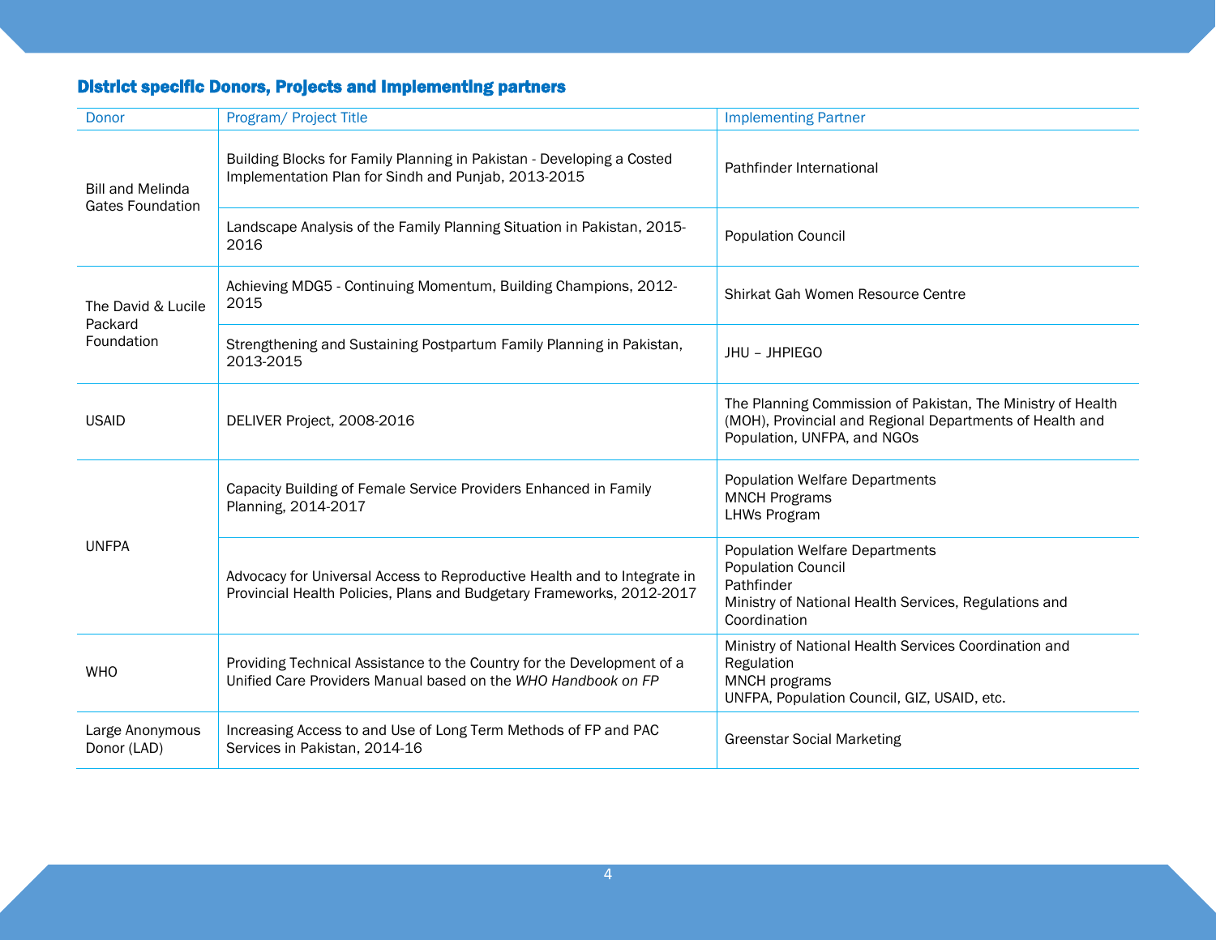### District specific Donors, Projects and Implementing partners

| Donor | Program/ Project Title | Implementing Partner |
|---|---|---|
| Bill and Melinda Gates Foundation | Building Blocks for Family Planning in Pakistan - Developing a Costed Implementation Plan for Sindh and Punjab, 2013-2015 | Pathfinder International |
| | Landscape Analysis of the Family Planning Situation in Pakistan, 2015-2016 | Population Council |
| The David & Lucile Packard Foundation | Achieving MDG5 - Continuing Momentum, Building Champions, 2012-2015 | Shirkat Gah Women Resource Centre |
| | Strengthening and Sustaining Postpartum Family Planning in Pakistan, 2013-2015 | JHU – JHPIEGO |
| USAID | DELIVER Project, 2008-2016 | The Planning Commission of Pakistan, The Ministry of Health (MOH), Provincial and Regional Departments of Health and Population, UNFPA, and NGOs |
| UNFPA | Capacity Building of Female Service Providers Enhanced in Family Planning, 2014-2017 | Population Welfare Departments<br>MNCH Programs<br>LHWs Program |
| | Advocacy for Universal Access to Reproductive Health and to Integrate in Provincial Health Policies, Plans and Budgetary Frameworks, 2012-2017 | Population Welfare Departments<br>Population Council<br>Pathfinder<br>Ministry of National Health Services, Regulations and Coordination |
| WHO | Providing Technical Assistance to the Country for the Development of a Unified Care Providers Manual based on the *WHO Handbook on FP* | Ministry of National Health Services Coordination and Regulation<br>MNCH programs<br>UNFPA, Population Council, GIZ, USAID, etc. |
| Large Anonymous Donor (LAD) | Increasing Access to and Use of Long Term Methods of FP and PAC Services in Pakistan, 2014-16 | Greenstar Social Marketing |